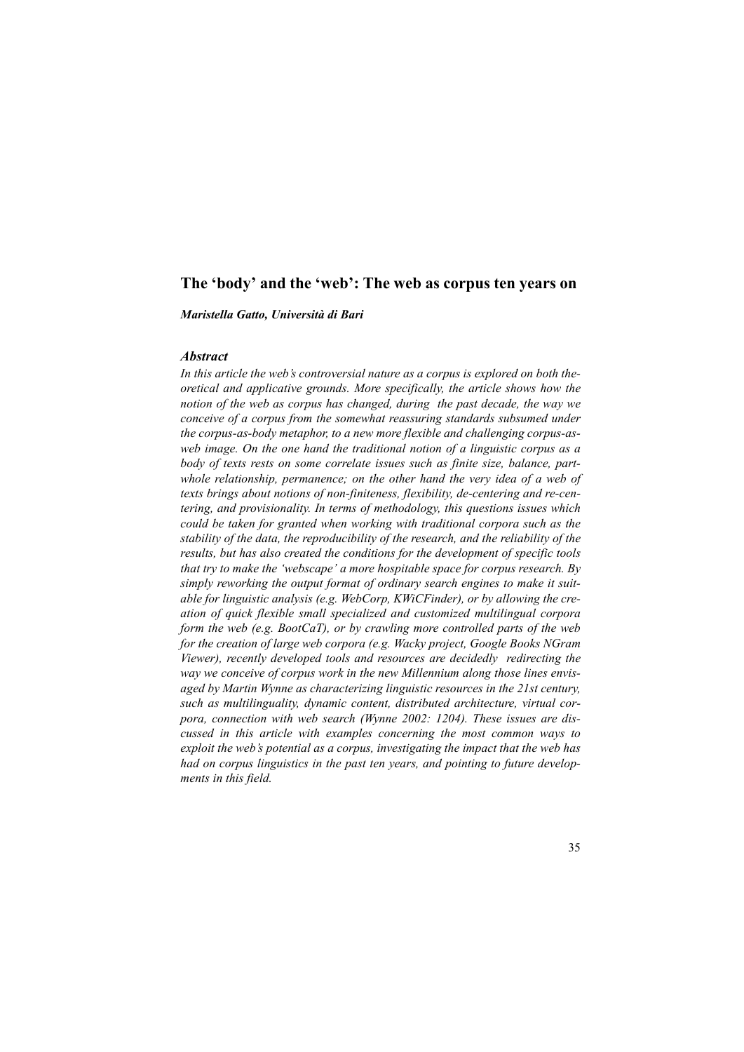# The 'body' and the 'web': The web as corpus ten years on

***Maristella Gatto, Università di Bari***

### *Abstract*

*In this article the web's controversial nature as a corpus is explored on both theoretical and applicative grounds. More specifically, the article shows how the notion of the web as corpus has changed, during the past decade, the way we conceive of a corpus from the somewhat reassuring standards subsumed under the corpus-as-body metaphor, to a new more flexible and challenging corpus-as-web image. On the one hand the traditional notion of a linguistic corpus as a body of texts rests on some correlate issues such as finite size, balance, part-whole relationship, permanence; on the other hand the very idea of a web of texts brings about notions of non-finiteness, flexibility, de-centering and re-centering, and provisionality. In terms of methodology, this questions issues which could be taken for granted when working with traditional corpora such as the stability of the data, the reproducibility of the research, and the reliability of the results, but has also created the conditions for the development of specific tools that try to make the 'webscape' a more hospitable space for corpus research. By simply reworking the output format of ordinary search engines to make it suitable for linguistic analysis (e.g. WebCorp, KWiCFinder), or by allowing the creation of quick flexible small specialized and customized multilingual corpora form the web (e.g. BootCaT), or by crawling more controlled parts of the web for the creation of large web corpora (e.g. Wacky project, Google Books NGram Viewer), recently developed tools and resources are decidedly redirecting the way we conceive of corpus work in the new Millennium along those lines envisaged by Martin Wynne as characterizing linguistic resources in the 21st century, such as multilinguality, dynamic content, distributed architecture, virtual corpora, connection with web search (Wynne 2002: 1204). These issues are discussed in this article with examples concerning the most common ways to exploit the web's potential as a corpus, investigating the impact that the web has had on corpus linguistics in the past ten years, and pointing to future developments in this field.*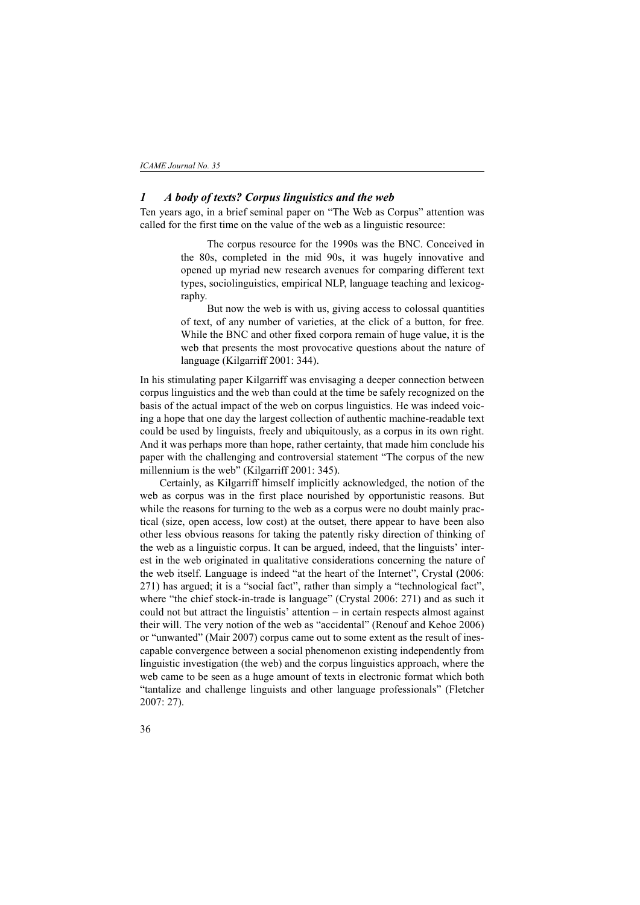## *1 A body of texts? Corpus linguistics and the web*

Ten years ago, in a brief seminal paper on "The Web as Corpus" attention was called for the first time on the value of the web as a linguistic resource:

> The corpus resource for the 1990s was the BNC. Conceived in the 80s, completed in the mid 90s, it was hugely innovative and opened up myriad new research avenues for comparing different text types, sociolinguistics, empirical NLP, language teaching and lexicography.
>
> But now the web is with us, giving access to colossal quantities of text, of any number of varieties, at the click of a button, for free. While the BNC and other fixed corpora remain of huge value, it is the web that presents the most provocative questions about the nature of language (Kilgarriff 2001: 344).

In his stimulating paper Kilgarriff was envisaging a deeper connection between corpus linguistics and the web than could at the time be safely recognized on the basis of the actual impact of the web on corpus linguistics. He was indeed voicing a hope that one day the largest collection of authentic machine-readable text could be used by linguists, freely and ubiquitously, as a corpus in its own right. And it was perhaps more than hope, rather certainty, that made him conclude his paper with the challenging and controversial statement "The corpus of the new millennium is the web" (Kilgarriff 2001: 345).

Certainly, as Kilgarriff himself implicitly acknowledged, the notion of the web as corpus was in the first place nourished by opportunistic reasons. But while the reasons for turning to the web as a corpus were no doubt mainly practical (size, open access, low cost) at the outset, there appear to have been also other less obvious reasons for taking the patently risky direction of thinking of the web as a linguistic corpus. It can be argued, indeed, that the linguists' interest in the web originated in qualitative considerations concerning the nature of the web itself. Language is indeed "at the heart of the Internet", Crystal (2006: 271) has argued; it is a "social fact", rather than simply a "technological fact", where "the chief stock-in-trade is language" (Crystal 2006: 271) and as such it could not but attract the linguistis' attention – in certain respects almost against their will. The very notion of the web as "accidental" (Renouf and Kehoe 2006) or "unwanted" (Mair 2007) corpus came out to some extent as the result of inescapable convergence between a social phenomenon existing independently from linguistic investigation (the web) and the corpus linguistics approach, where the web came to be seen as a huge amount of texts in electronic format which both "tantalize and challenge linguists and other language professionals" (Fletcher 2007: 27).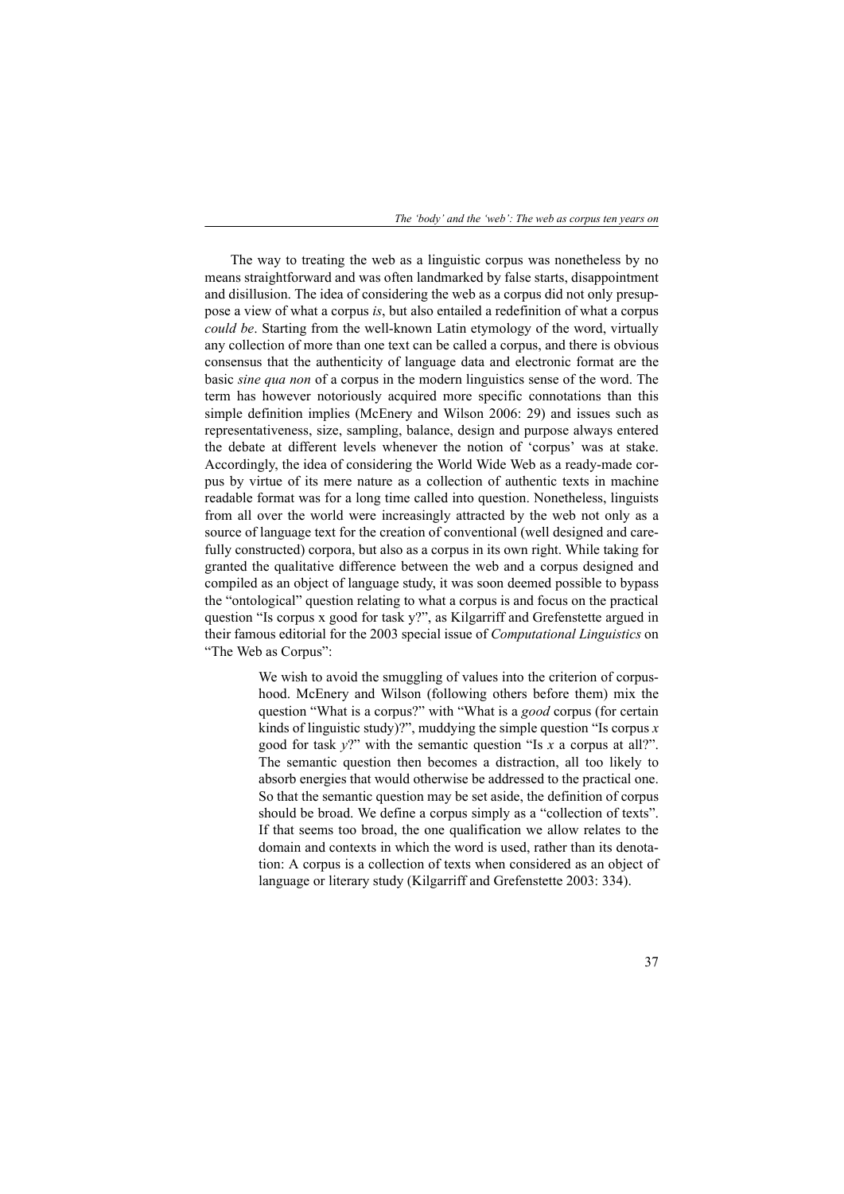The way to treating the web as a linguistic corpus was nonetheless by no means straightforward and was often landmarked by false starts, disappointment and disillusion. The idea of considering the web as a corpus did not only presuppose a view of what a corpus *is*, but also entailed a redefinition of what a corpus *could be*. Starting from the well-known Latin etymology of the word, virtually any collection of more than one text can be called a corpus, and there is obvious consensus that the authenticity of language data and electronic format are the basic *sine qua non* of a corpus in the modern linguistics sense of the word. The term has however notoriously acquired more specific connotations than this simple definition implies (McEnery and Wilson 2006: 29) and issues such as representativeness, size, sampling, balance, design and purpose always entered the debate at different levels whenever the notion of 'corpus' was at stake. Accordingly, the idea of considering the World Wide Web as a ready-made corpus by virtue of its mere nature as a collection of authentic texts in machine readable format was for a long time called into question. Nonetheless, linguists from all over the world were increasingly attracted by the web not only as a source of language text for the creation of conventional (well designed and carefully constructed) corpora, but also as a corpus in its own right. While taking for granted the qualitative difference between the web and a corpus designed and compiled as an object of language study, it was soon deemed possible to bypass the "ontological" question relating to what a corpus is and focus on the practical question "Is corpus x good for task y?", as Kilgarriff and Grefenstette argued in their famous editorial for the 2003 special issue of *Computational Linguistics* on "The Web as Corpus":

> We wish to avoid the smuggling of values into the criterion of corpus-hood. McEnery and Wilson (following others before them) mix the question "What is a corpus?" with "What is a *good* corpus (for certain kinds of linguistic study)?", muddying the simple question "Is corpus *x* good for task *y*?" with the semantic question "Is *x* a corpus at all?". The semantic question then becomes a distraction, all too likely to absorb energies that would otherwise be addressed to the practical one. So that the semantic question may be set aside, the definition of corpus should be broad. We define a corpus simply as a "collection of texts". If that seems too broad, the one qualification we allow relates to the domain and contexts in which the word is used, rather than its denotation: A corpus is a collection of texts when considered as an object of language or literary study (Kilgarriff and Grefenstette 2003: 334).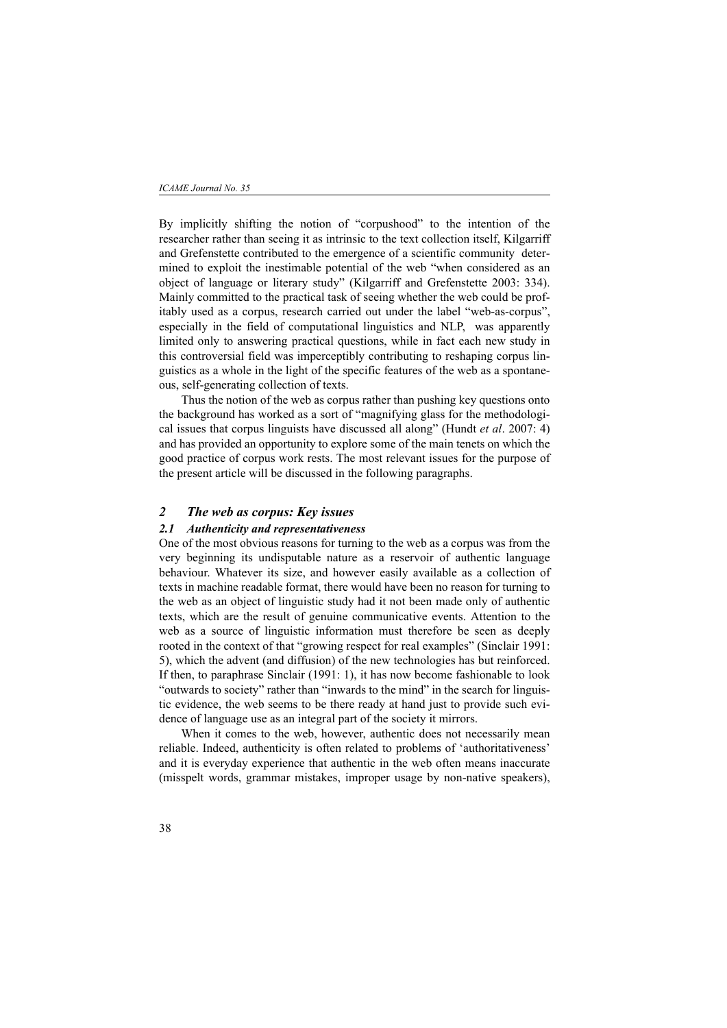By implicitly shifting the notion of "corpushood" to the intention of the researcher rather than seeing it as intrinsic to the text collection itself, Kilgarriff and Grefenstette contributed to the emergence of a scientific community determined to exploit the inestimable potential of the web "when considered as an object of language or literary study" (Kilgarriff and Grefenstette 2003: 334). Mainly committed to the practical task of seeing whether the web could be profitably used as a corpus, research carried out under the label "web-as-corpus", especially in the field of computational linguistics and NLP, was apparently limited only to answering practical questions, while in fact each new study in this controversial field was imperceptibly contributing to reshaping corpus linguistics as a whole in the light of the specific features of the web as a spontaneous, self-generating collection of texts.

Thus the notion of the web as corpus rather than pushing key questions onto the background has worked as a sort of "magnifying glass for the methodological issues that corpus linguists have discussed all along" (Hundt *et al*. 2007: 4) and has provided an opportunity to explore some of the main tenets on which the good practice of corpus work rests. The most relevant issues for the purpose of the present article will be discussed in the following paragraphs.

## *2 The web as corpus: Key issues*

### *2.1 Authenticity and representativeness*

One of the most obvious reasons for turning to the web as a corpus was from the very beginning its undisputable nature as a reservoir of authentic language behaviour. Whatever its size, and however easily available as a collection of texts in machine readable format, there would have been no reason for turning to the web as an object of linguistic study had it not been made only of authentic texts, which are the result of genuine communicative events. Attention to the web as a source of linguistic information must therefore be seen as deeply rooted in the context of that "growing respect for real examples" (Sinclair 1991: 5), which the advent (and diffusion) of the new technologies has but reinforced. If then, to paraphrase Sinclair (1991: 1), it has now become fashionable to look "outwards to society" rather than "inwards to the mind" in the search for linguistic evidence, the web seems to be there ready at hand just to provide such evidence of language use as an integral part of the society it mirrors.

When it comes to the web, however, authentic does not necessarily mean reliable. Indeed, authenticity is often related to problems of 'authoritativeness' and it is everyday experience that authentic in the web often means inaccurate (misspelt words, grammar mistakes, improper usage by non-native speakers),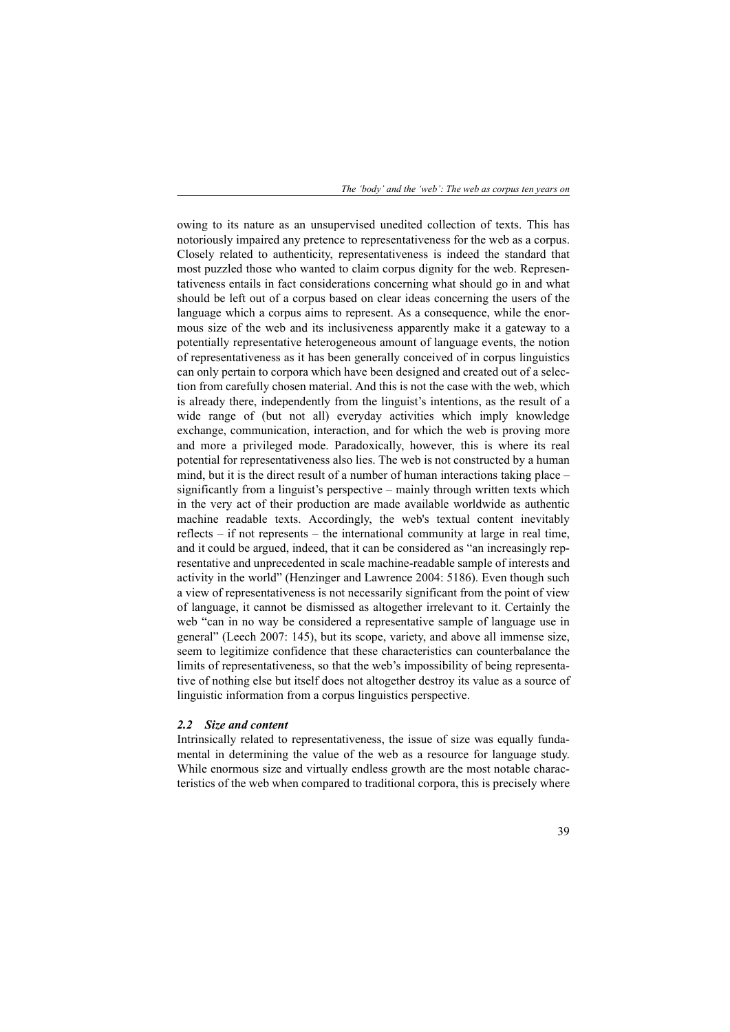owing to its nature as an unsupervised unedited collection of texts. This has notoriously impaired any pretence to representativeness for the web as a corpus. Closely related to authenticity, representativeness is indeed the standard that most puzzled those who wanted to claim corpus dignity for the web. Representativeness entails in fact considerations concerning what should go in and what should be left out of a corpus based on clear ideas concerning the users of the language which a corpus aims to represent. As a consequence, while the enormous size of the web and its inclusiveness apparently make it a gateway to a potentially representative heterogeneous amount of language events, the notion of representativeness as it has been generally conceived of in corpus linguistics can only pertain to corpora which have been designed and created out of a selection from carefully chosen material. And this is not the case with the web, which is already there, independently from the linguist's intentions, as the result of a wide range of (but not all) everyday activities which imply knowledge exchange, communication, interaction, and for which the web is proving more and more a privileged mode. Paradoxically, however, this is where its real potential for representativeness also lies. The web is not constructed by a human mind, but it is the direct result of a number of human interactions taking place – significantly from a linguist's perspective – mainly through written texts which in the very act of their production are made available worldwide as authentic machine readable texts. Accordingly, the web's textual content inevitably reflects – if not represents – the international community at large in real time, and it could be argued, indeed, that it can be considered as "an increasingly representative and unprecedented in scale machine-readable sample of interests and activity in the world" (Henzinger and Lawrence 2004: 5186). Even though such a view of representativeness is not necessarily significant from the point of view of language, it cannot be dismissed as altogether irrelevant to it. Certainly the web "can in no way be considered a representative sample of language use in general" (Leech 2007: 145), but its scope, variety, and above all immense size, seem to legitimize confidence that these characteristics can counterbalance the limits of representativeness, so that the web's impossibility of being representative of nothing else but itself does not altogether destroy its value as a source of linguistic information from a corpus linguistics perspective.

### *2.2 Size and content*

Intrinsically related to representativeness, the issue of size was equally fundamental in determining the value of the web as a resource for language study. While enormous size and virtually endless growth are the most notable characteristics of the web when compared to traditional corpora, this is precisely where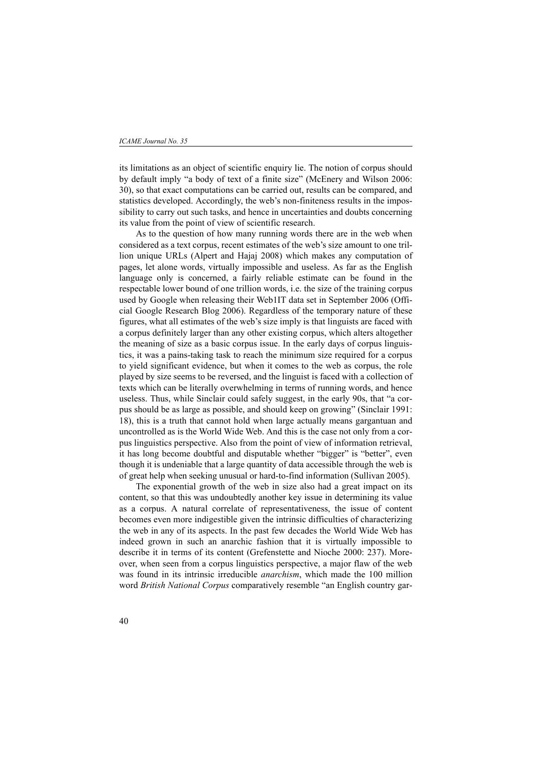its limitations as an object of scientific enquiry lie. The notion of corpus should by default imply "a body of text of a finite size" (McEnery and Wilson 2006: 30), so that exact computations can be carried out, results can be compared, and statistics developed. Accordingly, the web's non-finiteness results in the impossibility to carry out such tasks, and hence in uncertainties and doubts concerning its value from the point of view of scientific research.

As to the question of how many running words there are in the web when considered as a text corpus, recent estimates of the web's size amount to one trillion unique URLs (Alpert and Hajaj 2008) which makes any computation of pages, let alone words, virtually impossible and useless. As far as the English language only is concerned, a fairly reliable estimate can be found in the respectable lower bound of one trillion words, i.e. the size of the training corpus used by Google when releasing their Web1T data set in September 2006 (Official Google Research Blog 2006). Regardless of the temporary nature of these figures, what all estimates of the web's size imply is that linguists are faced with a corpus definitely larger than any other existing corpus, which alters altogether the meaning of size as a basic corpus issue. In the early days of corpus linguistics, it was a pains-taking task to reach the minimum size required for a corpus to yield significant evidence, but when it comes to the web as corpus, the role played by size seems to be reversed, and the linguist is faced with a collection of texts which can be literally overwhelming in terms of running words, and hence useless. Thus, while Sinclair could safely suggest, in the early 90s, that "a corpus should be as large as possible, and should keep on growing" (Sinclair 1991: 18), this is a truth that cannot hold when large actually means gargantuan and uncontrolled as is the World Wide Web. And this is the case not only from a corpus linguistics perspective. Also from the point of view of information retrieval, it has long become doubtful and disputable whether "bigger" is "better", even though it is undeniable that a large quantity of data accessible through the web is of great help when seeking unusual or hard-to-find information (Sullivan 2005).

The exponential growth of the web in size also had a great impact on its content, so that this was undoubtedly another key issue in determining its value as a corpus. A natural correlate of representativeness, the issue of content becomes even more indigestible given the intrinsic difficulties of characterizing the web in any of its aspects. In the past few decades the World Wide Web has indeed grown in such an anarchic fashion that it is virtually impossible to describe it in terms of its content (Grefenstette and Nioche 2000: 237). Moreover, when seen from a corpus linguistics perspective, a major flaw of the web was found in its intrinsic irreducible *anarchism*, which made the 100 million word *British National Corpus* comparatively resemble "an English country gar-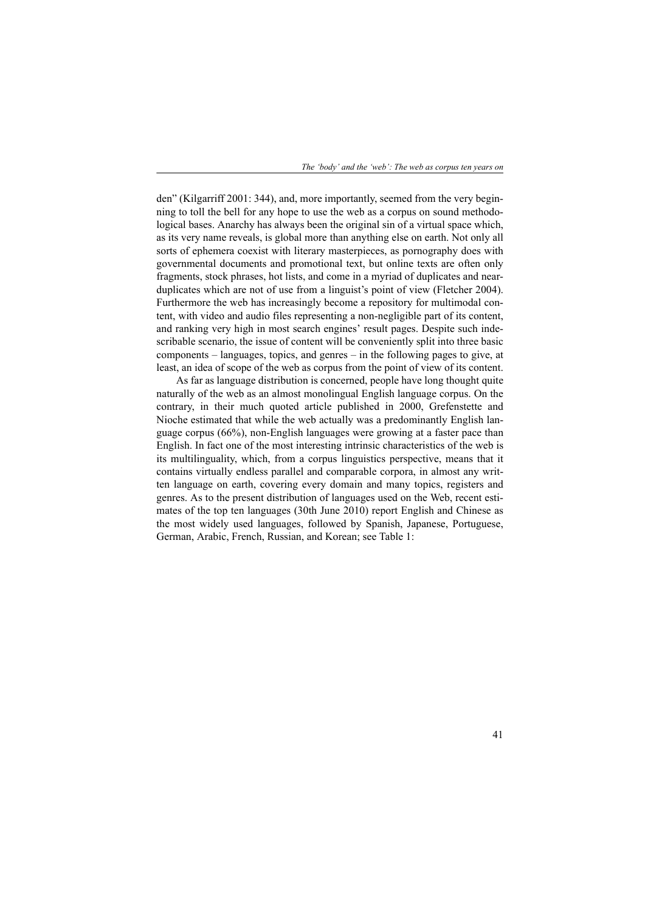den" (Kilgarriff 2001: 344), and, more importantly, seemed from the very beginning to toll the bell for any hope to use the web as a corpus on sound methodological bases. Anarchy has always been the original sin of a virtual space which, as its very name reveals, is global more than anything else on earth. Not only all sorts of ephemera coexist with literary masterpieces, as pornography does with governmental documents and promotional text, but online texts are often only fragments, stock phrases, hot lists, and come in a myriad of duplicates and near-duplicates which are not of use from a linguist's point of view (Fletcher 2004). Furthermore the web has increasingly become a repository for multimodal content, with video and audio files representing a non-negligible part of its content, and ranking very high in most search engines' result pages. Despite such indescribable scenario, the issue of content will be conveniently split into three basic components – languages, topics, and genres – in the following pages to give, at least, an idea of scope of the web as corpus from the point of view of its content.

As far as language distribution is concerned, people have long thought quite naturally of the web as an almost monolingual English language corpus. On the contrary, in their much quoted article published in 2000, Grefenstette and Nioche estimated that while the web actually was a predominantly English language corpus (66%), non-English languages were growing at a faster pace than English. In fact one of the most interesting intrinsic characteristics of the web is its multilinguality, which, from a corpus linguistics perspective, means that it contains virtually endless parallel and comparable corpora, in almost any written language on earth, covering every domain and many topics, registers and genres. As to the present distribution of languages used on the Web, recent estimates of the top ten languages (30th June 2010) report English and Chinese as the most widely used languages, followed by Spanish, Japanese, Portuguese, German, Arabic, French, Russian, and Korean; see Table 1: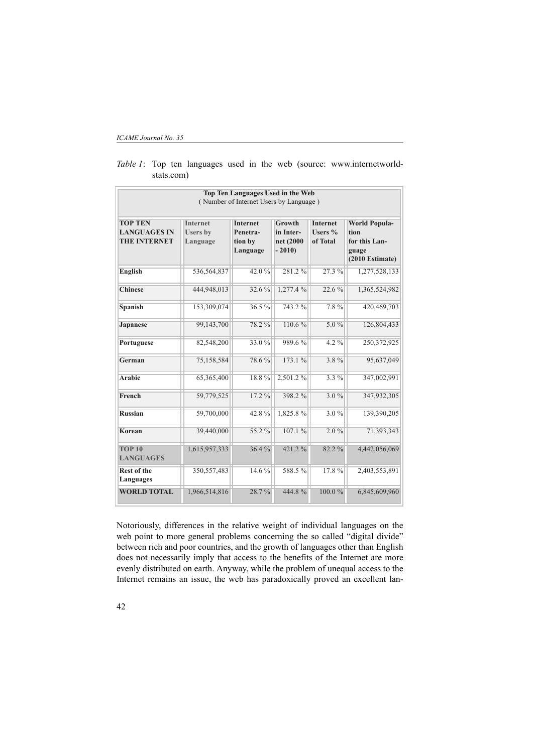*Table 1*: Top ten languages used in the web (source: www.internetworld-stats.com)

| Top Ten Languages Used in the Web (Number of Internet Users by Language) | | | | | |
|---|---|---|---|---|---|
| **TOP TEN LANGUAGES IN THE INTERNET** | **Internet Users by Language** | **Internet Penetration by Language** | **Growth in Internet (2000 - 2010)** | **Internet Users % of Total** | **World Population for this Language (2010 Estimate)** |
| **English** | 536,564,837 | 42.0 % | 281.2 % | 27.3 % | 1,277,528,133 |
| **Chinese** | 444,948,013 | 32.6 % | 1,277.4 % | 22.6 % | 1,365,524,982 |
| **Spanish** | 153,309,074 | 36.5 % | 743.2 % | 7.8 % | 420,469,703 |
| **Japanese** | 99,143,700 | 78.2 % | 110.6 % | 5.0 % | 126,804,433 |
| **Portuguese** | 82,548,200 | 33.0 % | 989.6 % | 4.2 % | 250,372,925 |
| **German** | 75,158,584 | 78.6 % | 173.1 % | 3.8 % | 95,637,049 |
| **Arabic** | 65,365,400 | 18.8 % | 2,501.2 % | 3.3 % | 347,002,991 |
| **French** | 59,779,525 | 17.2 % | 398.2 % | 3.0 % | 347,932,305 |
| **Russian** | 59,700,000 | 42.8 % | 1,825.8 % | 3.0 % | 139,390,205 |
| **Korean** | 39,440,000 | 55.2 % | 107.1 % | 2.0 % | 71,393,343 |
| **TOP 10 LANGUAGES** | 1,615,957,333 | 36.4 % | 421.2 % | 82.2 % | 4,442,056,069 |
| **Rest of the Languages** | 350,557,483 | 14.6 % | 588.5 % | 17.8 % | 2,403,553,891 |
| **WORLD TOTAL** | 1,966,514,816 | 28.7 % | 444.8 % | 100.0 % | 6,845,609,960 |

Notoriously, differences in the relative weight of individual languages on the web point to more general problems concerning the so called "digital divide" between rich and poor countries, and the growth of languages other than English does not necessarily imply that access to the benefits of the Internet are more evenly distributed on earth. Anyway, while the problem of unequal access to the Internet remains an issue, the web has paradoxically proved an excellent lan-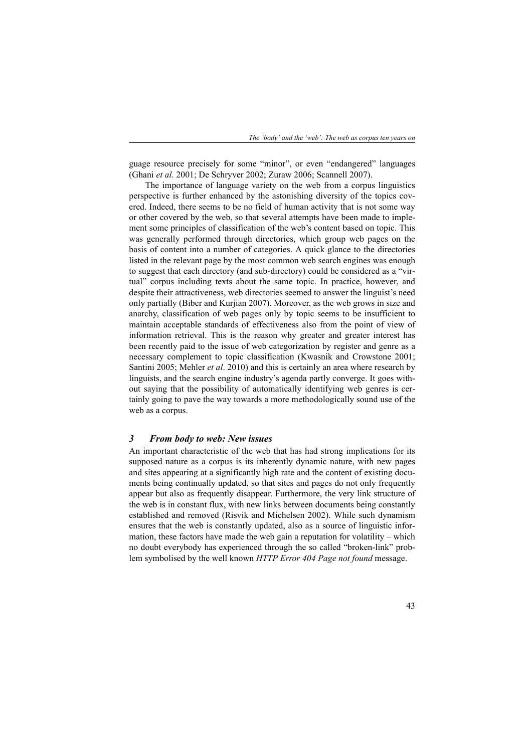guage resource precisely for some "minor", or even "endangered" languages (Ghani *et al*. 2001; De Schryver 2002; Zuraw 2006; Scannell 2007).

The importance of language variety on the web from a corpus linguistics perspective is further enhanced by the astonishing diversity of the topics covered. Indeed, there seems to be no field of human activity that is not some way or other covered by the web, so that several attempts have been made to implement some principles of classification of the web's content based on topic. This was generally performed through directories, which group web pages on the basis of content into a number of categories. A quick glance to the directories listed in the relevant page by the most common web search engines was enough to suggest that each directory (and sub-directory) could be considered as a "virtual" corpus including texts about the same topic. In practice, however, and despite their attractiveness, web directories seemed to answer the linguist's need only partially (Biber and Kurjian 2007). Moreover, as the web grows in size and anarchy, classification of web pages only by topic seems to be insufficient to maintain acceptable standards of effectiveness also from the point of view of information retrieval. This is the reason why greater and greater interest has been recently paid to the issue of web categorization by register and genre as a necessary complement to topic classification (Kwasnik and Crowstone 2001; Santini 2005; Mehler *et al*. 2010) and this is certainly an area where research by linguists, and the search engine industry's agenda partly converge. It goes without saying that the possibility of automatically identifying web genres is certainly going to pave the way towards a more methodologically sound use of the web as a corpus.

## *3 From body to web: New issues*

An important characteristic of the web that has had strong implications for its supposed nature as a corpus is its inherently dynamic nature, with new pages and sites appearing at a significantly high rate and the content of existing documents being continually updated, so that sites and pages do not only frequently appear but also as frequently disappear. Furthermore, the very link structure of the web is in constant flux, with new links between documents being constantly established and removed (Risvik and Michelsen 2002). While such dynamism ensures that the web is constantly updated, also as a source of linguistic information, these factors have made the web gain a reputation for volatility – which no doubt everybody has experienced through the so called "broken-link" problem symbolised by the well known *HTTP Error 404 Page not found* message.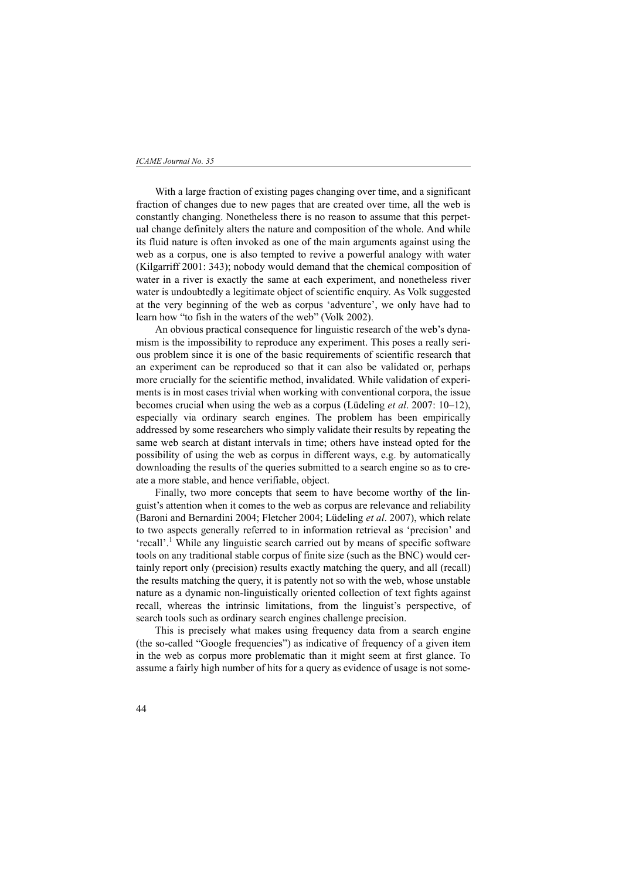With a large fraction of existing pages changing over time, and a significant fraction of changes due to new pages that are created over time, all the web is constantly changing. Nonetheless there is no reason to assume that this perpetual change definitely alters the nature and composition of the whole. And while its fluid nature is often invoked as one of the main arguments against using the web as a corpus, one is also tempted to revive a powerful analogy with water (Kilgarriff 2001: 343); nobody would demand that the chemical composition of water in a river is exactly the same at each experiment, and nonetheless river water is undoubtedly a legitimate object of scientific enquiry. As Volk suggested at the very beginning of the web as corpus 'adventure', we only have had to learn how "to fish in the waters of the web" (Volk 2002).

An obvious practical consequence for linguistic research of the web's dynamism is the impossibility to reproduce any experiment. This poses a really serious problem since it is one of the basic requirements of scientific research that an experiment can be reproduced so that it can also be validated or, perhaps more crucially for the scientific method, invalidated. While validation of experiments is in most cases trivial when working with conventional corpora, the issue becomes crucial when using the web as a corpus (Lüdeling *et al*. 2007: 10–12), especially via ordinary search engines. The problem has been empirically addressed by some researchers who simply validate their results by repeating the same web search at distant intervals in time; others have instead opted for the possibility of using the web as corpus in different ways, e.g. by automatically downloading the results of the queries submitted to a search engine so as to create a more stable, and hence verifiable, object.

Finally, two more concepts that seem to have become worthy of the linguist's attention when it comes to the web as corpus are relevance and reliability (Baroni and Bernardini 2004; Fletcher 2004; Lüdeling *et al*. 2007), which relate to two aspects generally referred to in information retrieval as 'precision' and 'recall'.[1] While any linguistic search carried out by means of specific software tools on any traditional stable corpus of finite size (such as the BNC) would certainly report only (precision) results exactly matching the query, and all (recall) the results matching the query, it is patently not so with the web, whose unstable nature as a dynamic non-linguistically oriented collection of text fights against recall, whereas the intrinsic limitations, from the linguist's perspective, of search tools such as ordinary search engines challenge precision.

This is precisely what makes using frequency data from a search engine (the so-called "Google frequencies") as indicative of frequency of a given item in the web as corpus more problematic than it might seem at first glance. To assume a fairly high number of hits for a query as evidence of usage is not some-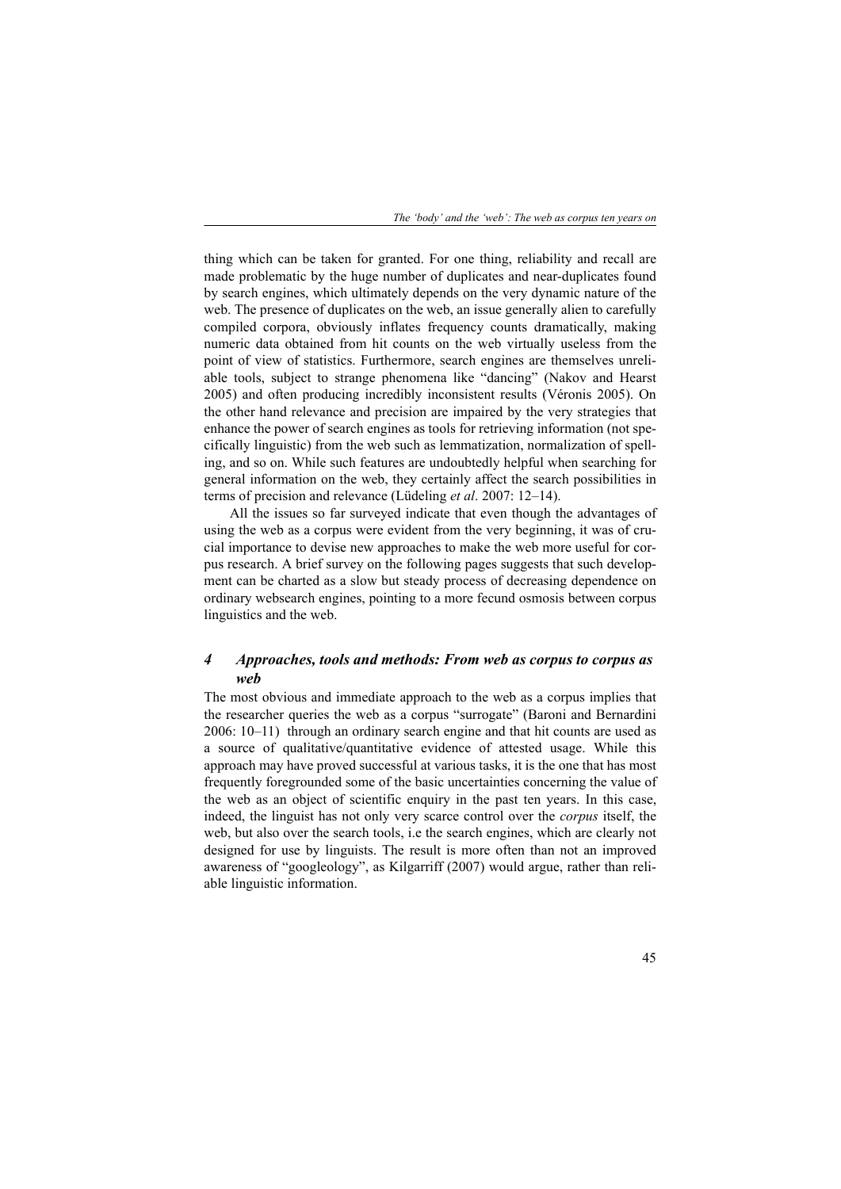thing which can be taken for granted. For one thing, reliability and recall are made problematic by the huge number of duplicates and near-duplicates found by search engines, which ultimately depends on the very dynamic nature of the web. The presence of duplicates on the web, an issue generally alien to carefully compiled corpora, obviously inflates frequency counts dramatically, making numeric data obtained from hit counts on the web virtually useless from the point of view of statistics. Furthermore, search engines are themselves unreliable tools, subject to strange phenomena like "dancing" (Nakov and Hearst 2005) and often producing incredibly inconsistent results (Véronis 2005). On the other hand relevance and precision are impaired by the very strategies that enhance the power of search engines as tools for retrieving information (not specifically linguistic) from the web such as lemmatization, normalization of spelling, and so on. While such features are undoubtedly helpful when searching for general information on the web, they certainly affect the search possibilities in terms of precision and relevance (Lüdeling *et al*. 2007: 12–14).

All the issues so far surveyed indicate that even though the advantages of using the web as a corpus were evident from the very beginning, it was of crucial importance to devise new approaches to make the web more useful for corpus research. A brief survey on the following pages suggests that such development can be charted as a slow but steady process of decreasing dependence on ordinary websearch engines, pointing to a more fecund osmosis between corpus linguistics and the web.

## *4 Approaches, tools and methods: From web as corpus to corpus as web*

The most obvious and immediate approach to the web as a corpus implies that the researcher queries the web as a corpus "surrogate" (Baroni and Bernardini 2006: 10–11) through an ordinary search engine and that hit counts are used as a source of qualitative/quantitative evidence of attested usage. While this approach may have proved successful at various tasks, it is the one that has most frequently foregrounded some of the basic uncertainties concerning the value of the web as an object of scientific enquiry in the past ten years. In this case, indeed, the linguist has not only very scarce control over the *corpus* itself, the web, but also over the search tools, i.e the search engines, which are clearly not designed for use by linguists. The result is more often than not an improved awareness of "googleology", as Kilgarriff (2007) would argue, rather than reliable linguistic information.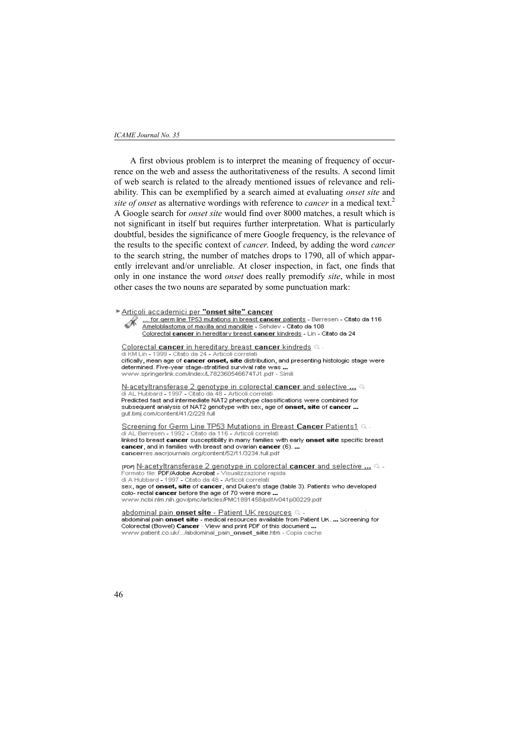A first obvious problem is to interpret the meaning of frequency of occurrence on the web and assess the authoritativeness of the results. A second limit of web search is related to the already mentioned issues of relevance and reliability. This can be exemplified by a search aimed at evaluating *onset site* and *site of onset* as alternative wordings with reference to *cancer* in a medical text.[2] A Google search for *onset site* would find over 8000 matches, a result which is not significant in itself but requires further interpretation. What is particularly doubtful, besides the significance of mere Google frequency, is the relevance of the results to the specific context of *cancer*. Indeed, by adding the word *cancer* to the search string, the number of matches drops to 1790, all of which apparently irrelevant and/or unreliable. At closer inspection, in fact, one finds that only in one instance the word *onset* does really premodify *site*, while in most other cases the two nouns are separated by some punctuation mark:

Articoli accademici per **"onset site" cancer**
... for germ line TP53 mutations in breast **cancer** patients - Børresen - Citato da 116
Ameloblastoma of maxilla and mandible - Sehdev - Citato da 108
Colorectal **cancer** in hereditary breast **cancer** kindreds - Lin - Citato da 24

Colorectal **cancer** in hereditary breast **cancer** kindreds
di KM Lin - 1999 - Citato da 24 - Articoli correlati
cifically, mean age of **cancer onset, site** distribution, and presenting histologic stage were determined. Five-year stage-stratified survival rate was **...**
www.springerlink.com/index/L782360546674TJ1.pdf - Simili

N-acetyltransferase 2 genotype in colorectal **cancer** and selective **...**
di AL Hubbard - 1997 - Citato da 48 - Articoli correlati
Predicted fast and intermediate NAT2 phenotype classifications were combined for subsequent analysis of NAT2 genotype with sex, age of **onset, site** of **cancer ...**
gut.bmj.com/content/41/2/229.full

Screening for Germ Line TP53 Mutations in Breast **Cancer** Patients1
di AL Børresen - 1992 - Citato da 116 - Articoli correlati
linked to breast **cancer** susceptibility in many families with early **onset site** specific breast **cancer**, and in families with breast and ovarian **cancer** (6). **...**
**cancer**res.aacrjournals.org/content/52/11/3234.full.pdf

[PDF] N-acetyltransferase 2 genotype in colorectal **cancer** and selective **...**
Formato file: PDF/Adobe Acrobat - Visualizzazione rapida
di A Hubbard - 1997 - Citato da 48 - Articoli correlati
sex, age of **onset, site** of **cancer**, and Dukes's stage (table 3). Patients who developed colo- rectal **cancer** before the age of 70 were more **...**
www.ncbi.nlm.nih.gov/pmc/articles/PMC1891458/pdf/v041p00229.pdf

abdominal pain **onset site** - Patient UK resources
abdominal pain **onset site** - medical resources available from Patient UK. **...** Screening for Colorectal (Bowel) **Cancer** · View and print PDF of this document **...**
www.patient.co.uk/.../abdominal_pain_**onset_site**.htm - Copia cache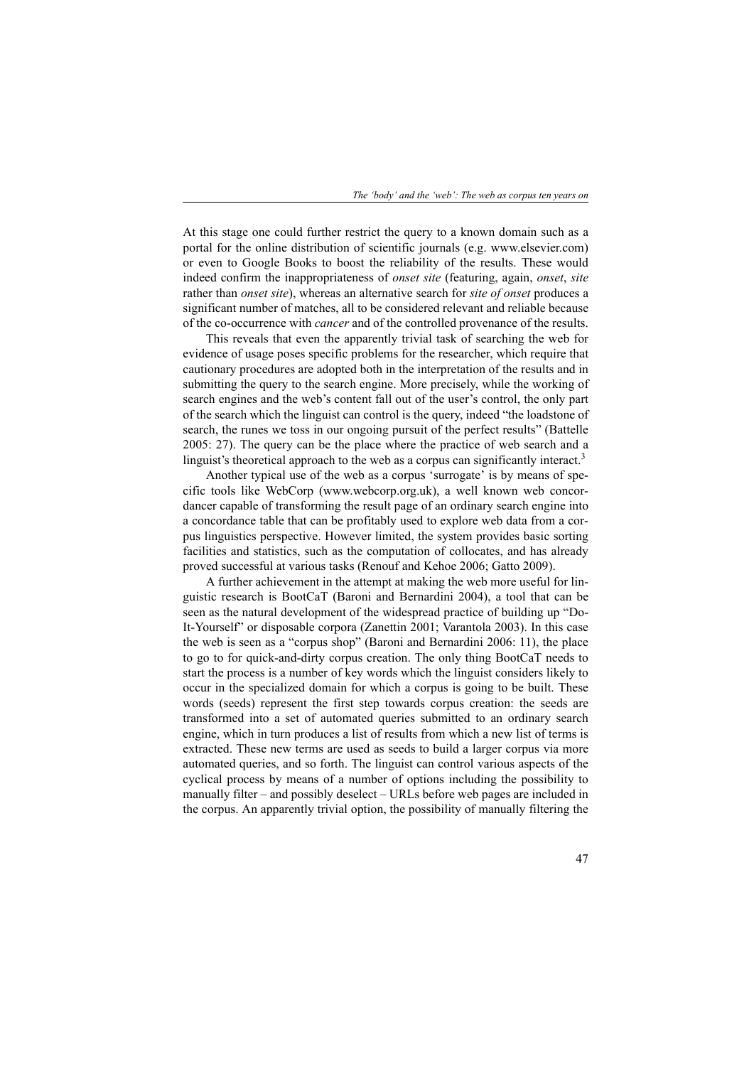At this stage one could further restrict the query to a known domain such as a portal for the online distribution of scientific journals (e.g. www.elsevier.com) or even to Google Books to boost the reliability of the results. These would indeed confirm the inappropriateness of *onset site* (featuring, again, *onset*, *site* rather than *onset site*), whereas an alternative search for *site of onset* produces a significant number of matches, all to be considered relevant and reliable because of the co-occurrence with *cancer* and of the controlled provenance of the results.

This reveals that even the apparently trivial task of searching the web for evidence of usage poses specific problems for the researcher, which require that cautionary procedures are adopted both in the interpretation of the results and in submitting the query to the search engine. More precisely, while the working of search engines and the web's content fall out of the user's control, the only part of the search which the linguist can control is the query, indeed "the loadstone of search, the runes we toss in our ongoing pursuit of the perfect results" (Battelle 2005: 27). The query can be the place where the practice of web search and a linguist's theoretical approach to the web as a corpus can significantly interact.[3]

Another typical use of the web as a corpus 'surrogate' is by means of specific tools like WebCorp (www.webcorp.org.uk), a well known web concordancer capable of transforming the result page of an ordinary search engine into a concordance table that can be profitably used to explore web data from a corpus linguistics perspective. However limited, the system provides basic sorting facilities and statistics, such as the computation of collocates, and has already proved successful at various tasks (Renouf and Kehoe 2006; Gatto 2009).

A further achievement in the attempt at making the web more useful for linguistic research is BootCaT (Baroni and Bernardini 2004), a tool that can be seen as the natural development of the widespread practice of building up "Do-It-Yourself" or disposable corpora (Zanettin 2001; Varantola 2003). In this case the web is seen as a "corpus shop" (Baroni and Bernardini 2006: 11), the place to go to for quick-and-dirty corpus creation. The only thing BootCaT needs to start the process is a number of key words which the linguist considers likely to occur in the specialized domain for which a corpus is going to be built. These words (seeds) represent the first step towards corpus creation: the seeds are transformed into a set of automated queries submitted to an ordinary search engine, which in turn produces a list of results from which a new list of terms is extracted. These new terms are used as seeds to build a larger corpus via more automated queries, and so forth. The linguist can control various aspects of the cyclical process by means of a number of options including the possibility to manually filter – and possibly deselect – URLs before web pages are included in the corpus. An apparently trivial option, the possibility of manually filtering the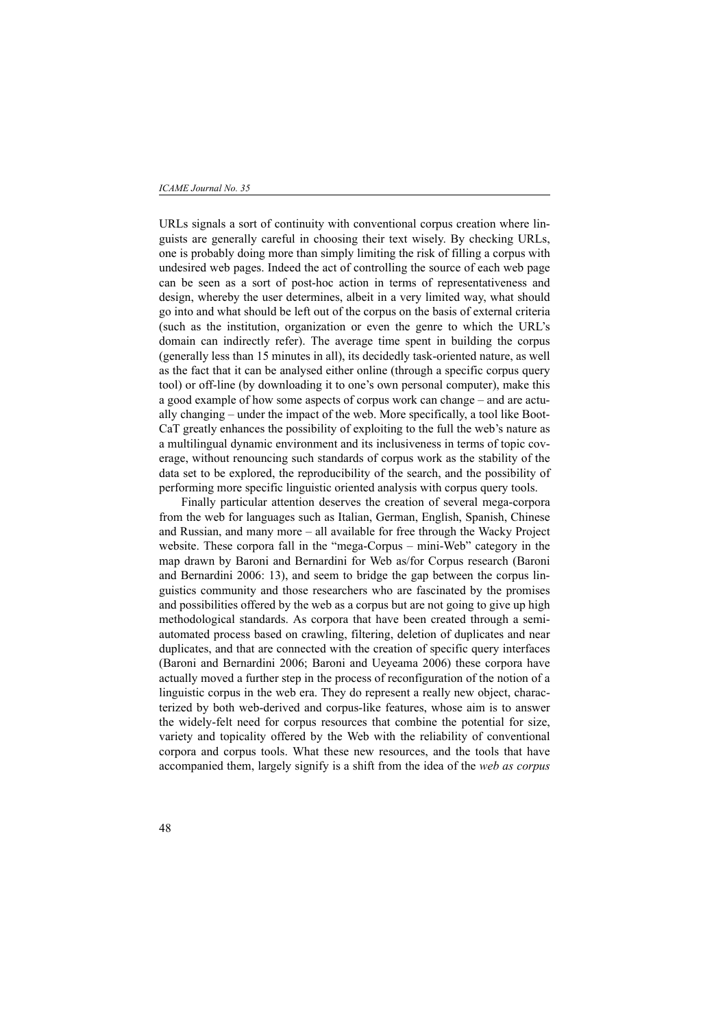URLs signals a sort of continuity with conventional corpus creation where linguists are generally careful in choosing their text wisely. By checking URLs, one is probably doing more than simply limiting the risk of filling a corpus with undesired web pages. Indeed the act of controlling the source of each web page can be seen as a sort of post-hoc action in terms of representativeness and design, whereby the user determines, albeit in a very limited way, what should go into and what should be left out of the corpus on the basis of external criteria (such as the institution, organization or even the genre to which the URL's domain can indirectly refer). The average time spent in building the corpus (generally less than 15 minutes in all), its decidedly task-oriented nature, as well as the fact that it can be analysed either online (through a specific corpus query tool) or off-line (by downloading it to one's own personal computer), make this a good example of how some aspects of corpus work can change – and are actually changing – under the impact of the web. More specifically, a tool like BootCaT greatly enhances the possibility of exploiting to the full the web's nature as a multilingual dynamic environment and its inclusiveness in terms of topic coverage, without renouncing such standards of corpus work as the stability of the data set to be explored, the reproducibility of the search, and the possibility of performing more specific linguistic oriented analysis with corpus query tools.

Finally particular attention deserves the creation of several mega-corpora from the web for languages such as Italian, German, English, Spanish, Chinese and Russian, and many more – all available for free through the Wacky Project website. These corpora fall in the "mega-Corpus – mini-Web" category in the map drawn by Baroni and Bernardini for Web as/for Corpus research (Baroni and Bernardini 2006: 13), and seem to bridge the gap between the corpus linguistics community and those researchers who are fascinated by the promises and possibilities offered by the web as a corpus but are not going to give up high methodological standards. As corpora that have been created through a semi-automated process based on crawling, filtering, deletion of duplicates and near duplicates, and that are connected with the creation of specific query interfaces (Baroni and Bernardini 2006; Baroni and Ueyeama 2006) these corpora have actually moved a further step in the process of reconfiguration of the notion of a linguistic corpus in the web era. They do represent a really new object, characterized by both web-derived and corpus-like features, whose aim is to answer the widely-felt need for corpus resources that combine the potential for size, variety and topicality offered by the Web with the reliability of conventional corpora and corpus tools. What these new resources, and the tools that have accompanied them, largely signify is a shift from the idea of the *web as corpus*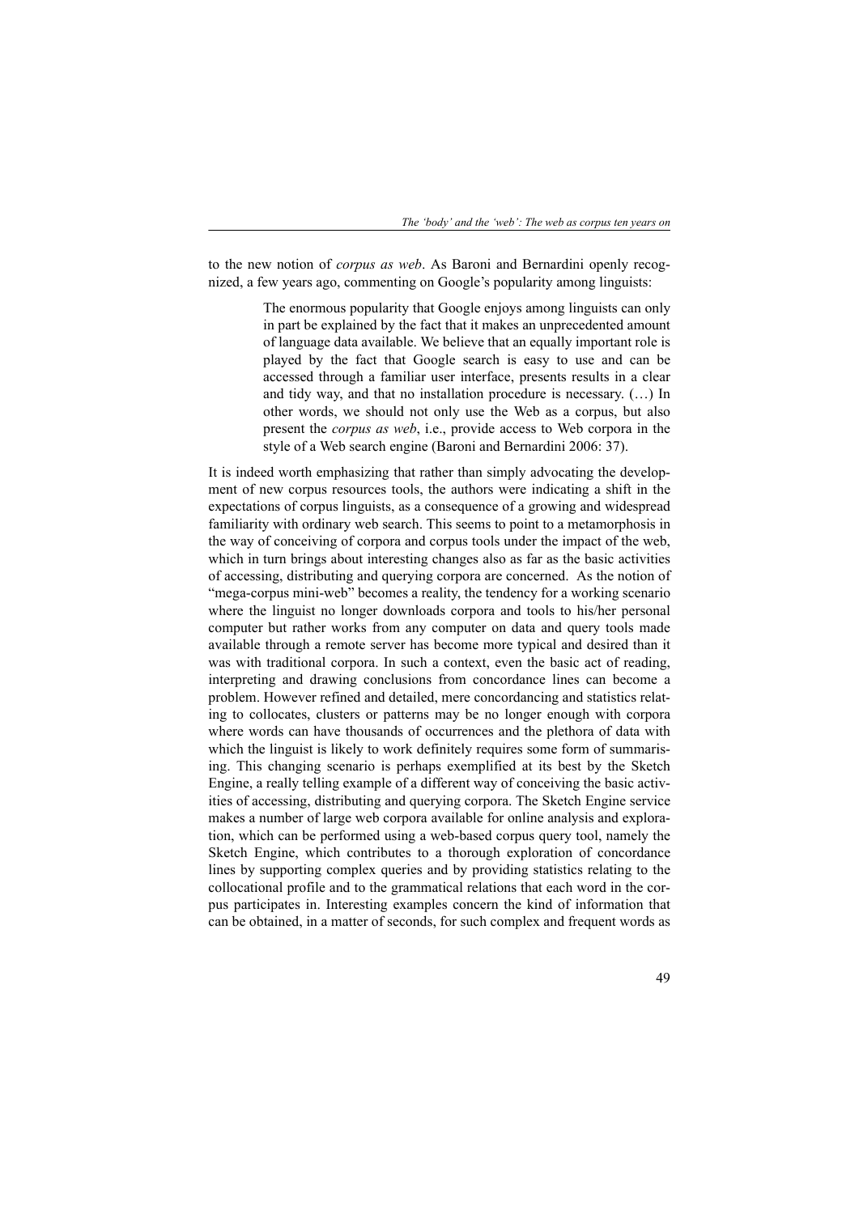to the new notion of *corpus as web*. As Baroni and Bernardini openly recognized, a few years ago, commenting on Google's popularity among linguists:

> The enormous popularity that Google enjoys among linguists can only in part be explained by the fact that it makes an unprecedented amount of language data available. We believe that an equally important role is played by the fact that Google search is easy to use and can be accessed through a familiar user interface, presents results in a clear and tidy way, and that no installation procedure is necessary. (…) In other words, we should not only use the Web as a corpus, but also present the *corpus as web*, i.e., provide access to Web corpora in the style of a Web search engine (Baroni and Bernardini 2006: 37).

It is indeed worth emphasizing that rather than simply advocating the development of new corpus resources tools, the authors were indicating a shift in the expectations of corpus linguists, as a consequence of a growing and widespread familiarity with ordinary web search. This seems to point to a metamorphosis in the way of conceiving of corpora and corpus tools under the impact of the web, which in turn brings about interesting changes also as far as the basic activities of accessing, distributing and querying corpora are concerned. As the notion of "mega-corpus mini-web" becomes a reality, the tendency for a working scenario where the linguist no longer downloads corpora and tools to his/her personal computer but rather works from any computer on data and query tools made available through a remote server has become more typical and desired than it was with traditional corpora. In such a context, even the basic act of reading, interpreting and drawing conclusions from concordance lines can become a problem. However refined and detailed, mere concordancing and statistics relating to collocates, clusters or patterns may be no longer enough with corpora where words can have thousands of occurrences and the plethora of data with which the linguist is likely to work definitely requires some form of summarising. This changing scenario is perhaps exemplified at its best by the Sketch Engine, a really telling example of a different way of conceiving the basic activities of accessing, distributing and querying corpora. The Sketch Engine service makes a number of large web corpora available for online analysis and exploration, which can be performed using a web-based corpus query tool, namely the Sketch Engine, which contributes to a thorough exploration of concordance lines by supporting complex queries and by providing statistics relating to the collocational profile and to the grammatical relations that each word in the corpus participates in. Interesting examples concern the kind of information that can be obtained, in a matter of seconds, for such complex and frequent words as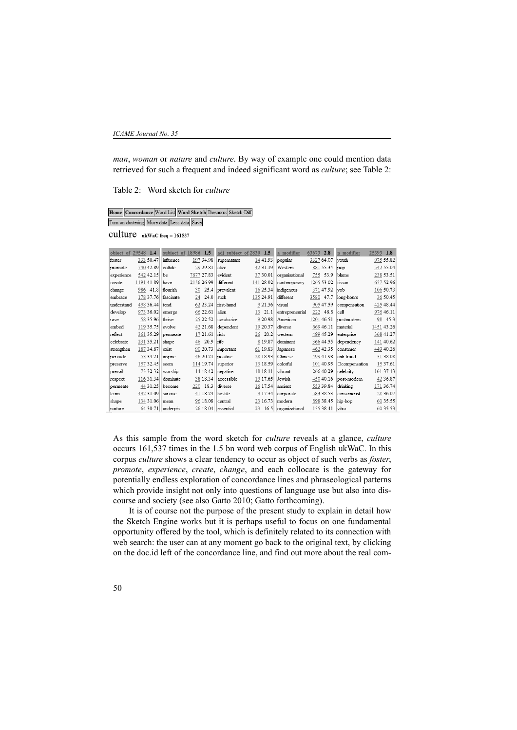*man*, *woman* or *nature* and *culture*. By way of example one could mention data retrieved for such a frequent and indeed significant word as *culture*; see Table 2:

Table 2: Word sketch for *culture*

Home | Concordance | Word List | Word Sketch | Thesaurus | Sketch-Diff

Turn on clustering | More data | Less data | Save

culture ukWaC freq = 161537

| object_of | 29548 | 1.4 | subject_of | 18986 | 1.5 | adj_subject_of | 2830 | 1.5 | a_modifier | 63673 | 2.8 | n_modifier | 25393 | 1.8 |
|---|---|---|---|---|---|---|---|---|---|---|---|---|---|---|
| foster | 333 | 50.47 | influence | 197 | 34.98 | supernatant | 14 | 41.93 | popular | 3327 | 64.07 | youth | 975 | 55.82 |
| promote | 740 | 42.89 | collide | 29 | 29.81 | alive | 42 | 31.19 | Western | 881 | 55.34 | pop | 542 | 55.04 |
| experience | 542 | 42.15 | be | 7677 | 27.83 | evident | 37 | 30.01 | organisational | 755 | 53.9 | blame | 238 | 53.51 |
| create | 1191 | 41.89 | have | 2156 | 26.99 | different | 141 | 28.02 | contemporary | 1265 | 53.02 | tissue | 657 | 52.96 |
| change | 986 | 41.8 | flourish | 30 | 25.4 | prevalent | 16 | 25.34 | indigenous | 371 | 47.92 | yob | 106 | 50.73 |
| embrace | 178 | 37.76 | fascinate | 24 | 24.0 | such | 135 | 24.91 | different | 3580 | 47.7 | long-hours | 36 | 50.45 |
| understand | 498 | 36.44 | tend | 62 | 23.24 | first-hand | 9 | 21.36 | visual | 905 | 47.59 | compensation | 425 | 48.44 |
| develop | 973 | 36.02 | emerge | 66 | 22.61 | alien | 13 | 21.1 | entrepreneurial | 222 | 46.8 | cell | 976 | 46.11 |
| rave | 58 | 35.96 | thrive | 25 | 22.52 | conducive | 9 | 20.98 | American | 1201 | 46.51 | postmodern | 98 | 45.3 |
| embed | 119 | 35.75 | evolve | 42 | 21.68 | dependent | 19 | 20.37 | diverse | 669 | 46.11 | material | 1451 | 43.26 |
| reflect | 361 | 35.29 | permeate | 17 | 21.61 | rich | 26 | 20.2 | western | 499 | 45.29 | enterprise | 368 | 41.27 |
| celebrate | 231 | 35.21 | shape | 46 | 20.9 | rife | 8 | 19.87 | dominant | 366 | 44.55 | dependency | 141 | 40.62 |
| strengthen | 187 | 34.87 | exist | 90 | 20.73 | important | 61 | 19.83 | Japanese | 462 | 42.35 | consumer | 449 | 40.26 |
| pervade | 53 | 34.21 | inspire | 46 | 20.21 | positive | 28 | 18.93 | Chinese | 499 | 41.98 | anti-fraud | 31 | 38.08 |
| preserve | 157 | 32.45 | seem | 114 | 19.74 | superior | 13 | 18.59 | colorful | 101 | 40.95 | □compensation | 15 | 37.61 |
| prevail | 73 | 32.32 | worship | 14 | 18.42 | negative | 18 | 18.11 | vibrant | 266 | 40.29 | celebrity | 161 | 37.13 |
| respect | 116 | 31.34 | dominate | 38 | 18.34 | accessible | 19 | 17.65 | Jewish | 450 | 40.16 | post-modern | 42 | 36.87 |
| permeate | 44 | 31.25 | become | 220 | 18.3 | diverse | 16 | 17.54 | ancient | 553 | 39.84 | drinking | 171 | 36.74 |
| learn | 492 | 31.09 | survive | 41 | 18.24 | hostile | 9 | 17.34 | corporate | 583 | 38.53 | consumerist | 28 | 36.07 |
| shape | 134 | 31.06 | mean | 96 | 18.08 | central | 23 | 16.73 | modern | 898 | 38.45 | hip-hop | 60 | 35.55 |
| nurture | 64 | 30.71 | underpin | 26 | 18.04 | essential | 23 | 16.5 | organizational | 135 | 38.41 | vitro | 60 | 35.53 |

As this sample from the word sketch for *culture* reveals at a glance, *culture* occurs 161,537 times in the 1.5 bn word web corpus of English ukWaC. In this corpus *culture* shows a clear tendency to occur as object of such verbs as *foster*, *promote*, *experience*, *create*, *change*, and each collocate is the gateway for potentially endless exploration of concordance lines and phraseological patterns which provide insight not only into questions of language use but also into discourse and society (see also Gatto 2010; Gatto forthcoming).

It is of course not the purpose of the present study to explain in detail how the Sketch Engine works but it is perhaps useful to focus on one fundamental opportunity offered by the tool, which is definitely related to its connection with web search: the user can at any moment go back to the original text, by clicking on the doc.id left of the concordance line, and find out more about the real com-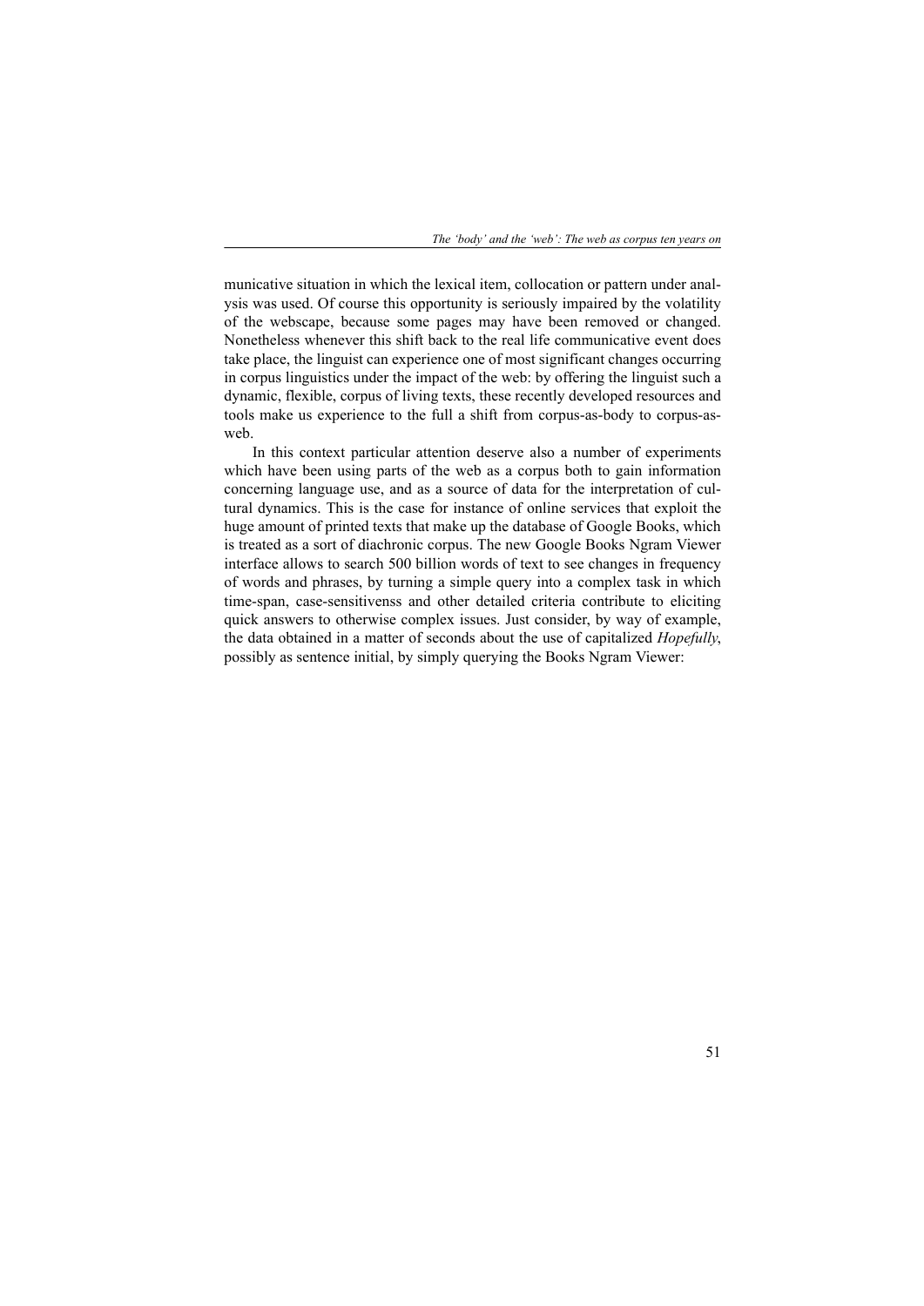municative situation in which the lexical item, collocation or pattern under analysis was used. Of course this opportunity is seriously impaired by the volatility of the webscape, because some pages may have been removed or changed. Nonetheless whenever this shift back to the real life communicative event does take place, the linguist can experience one of most significant changes occurring in corpus linguistics under the impact of the web: by offering the linguist such a dynamic, flexible, corpus of living texts, these recently developed resources and tools make us experience to the full a shift from corpus-as-body to corpus-as-web.

In this context particular attention deserve also a number of experiments which have been using parts of the web as a corpus both to gain information concerning language use, and as a source of data for the interpretation of cultural dynamics. This is the case for instance of online services that exploit the huge amount of printed texts that make up the database of Google Books, which is treated as a sort of diachronic corpus. The new Google Books Ngram Viewer interface allows to search 500 billion words of text to see changes in frequency of words and phrases, by turning a simple query into a complex task in which time-span, case-sensitivenss and other detailed criteria contribute to eliciting quick answers to otherwise complex issues. Just consider, by way of example, the data obtained in a matter of seconds about the use of capitalized *Hopefully*, possibly as sentence initial, by simply querying the Books Ngram Viewer: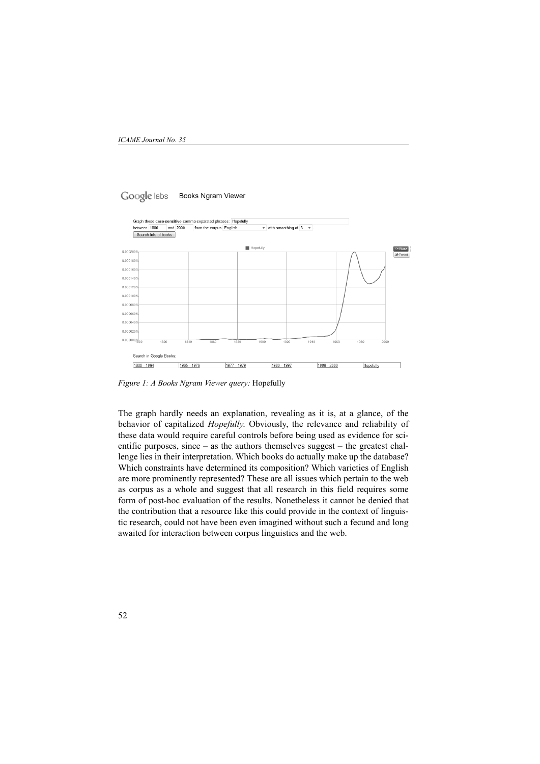*Figure 1: A Books Ngram Viewer query:* Hopefully

The graph hardly needs an explanation, revealing as it is, at a glance, of the behavior of capitalized *Hopefully*. Obviously, the relevance and reliability of these data would require careful controls before being used as evidence for scientific purposes, since – as the authors themselves suggest – the greatest challenge lies in their interpretation. Which books do actually make up the database? Which constraints have determined its composition? Which varieties of English are more prominently represented? These are all issues which pertain to the web as corpus as a whole and suggest that all research in this field requires some form of post-hoc evaluation of the results. Nonetheless it cannot be denied that the contribution that a resource like this could provide in the context of linguistic research, could not have been even imagined without such a fecund and long awaited for interaction between corpus linguistics and the web.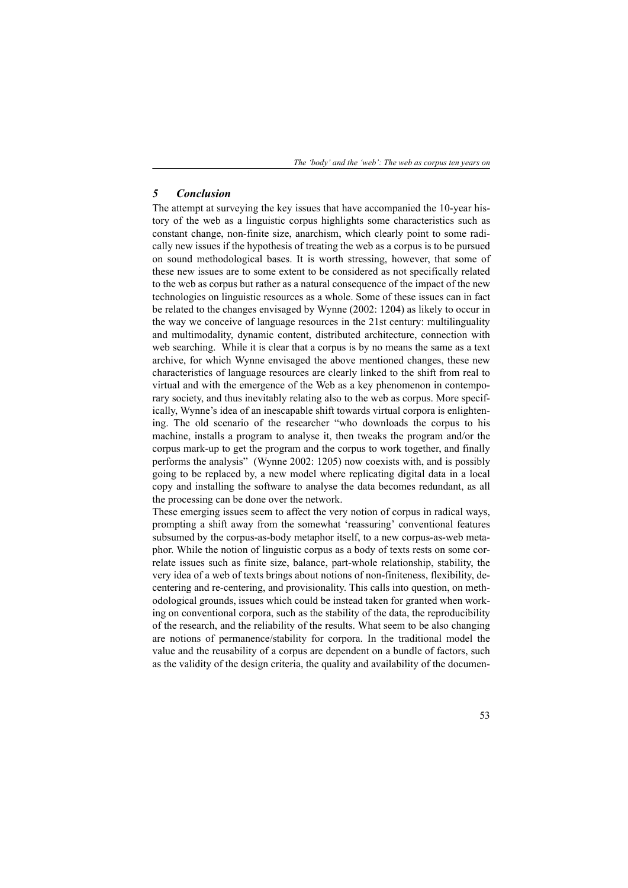## 5 Conclusion

The attempt at surveying the key issues that have accompanied the 10-year history of the web as a linguistic corpus highlights some characteristics such as constant change, non-finite size, anarchism, which clearly point to some radically new issues if the hypothesis of treating the web as a corpus is to be pursued on sound methodological bases. It is worth stressing, however, that some of these new issues are to some extent to be considered as not specifically related to the web as corpus but rather as a natural consequence of the impact of the new technologies on linguistic resources as a whole. Some of these issues can in fact be related to the changes envisaged by Wynne (2002: 1204) as likely to occur in the way we conceive of language resources in the 21st century: multilinguality and multimodality, dynamic content, distributed architecture, connection with web searching. While it is clear that a corpus is by no means the same as a text archive, for which Wynne envisaged the above mentioned changes, these new characteristics of language resources are clearly linked to the shift from real to virtual and with the emergence of the Web as a key phenomenon in contemporary society, and thus inevitably relating also to the web as corpus. More specifically, Wynne's idea of an inescapable shift towards virtual corpora is enlightening. The old scenario of the researcher "who downloads the corpus to his machine, installs a program to analyse it, then tweaks the program and/or the corpus mark-up to get the program and the corpus to work together, and finally performs the analysis" (Wynne 2002: 1205) now coexists with, and is possibly going to be replaced by, a new model where replicating digital data in a local copy and installing the software to analyse the data becomes redundant, as all the processing can be done over the network.

These emerging issues seem to affect the very notion of corpus in radical ways, prompting a shift away from the somewhat 'reassuring' conventional features subsumed by the corpus-as-body metaphor itself, to a new corpus-as-web metaphor. While the notion of linguistic corpus as a body of texts rests on some correlate issues such as finite size, balance, part-whole relationship, stability, the very idea of a web of texts brings about notions of non-finiteness, flexibility, decentering and re-centering, and provisionality. This calls into question, on methodological grounds, issues which could be instead taken for granted when working on conventional corpora, such as the stability of the data, the reproducibility of the research, and the reliability of the results. What seem to be also changing are notions of permanence/stability for corpora. In the traditional model the value and the reusability of a corpus are dependent on a bundle of factors, such as the validity of the design criteria, the quality and availability of the documen-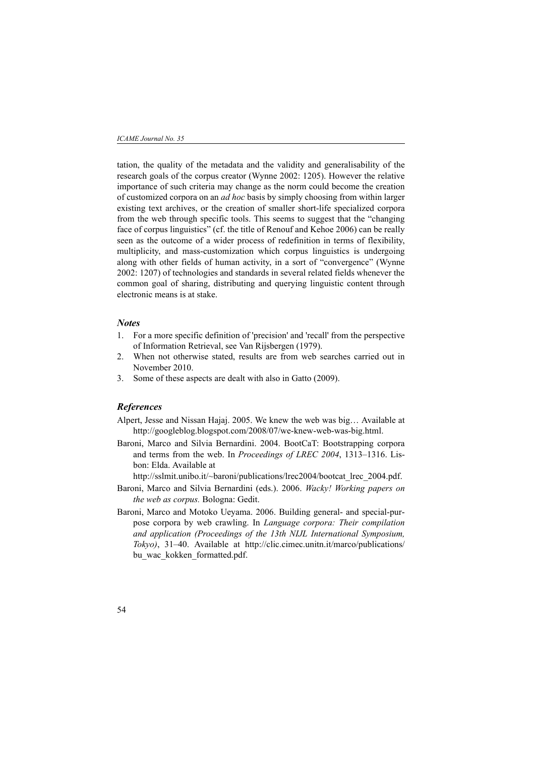tation, the quality of the metadata and the validity and generalisability of the research goals of the corpus creator (Wynne 2002: 1205). However the relative importance of such criteria may change as the norm could become the creation of customized corpora on an *ad hoc* basis by simply choosing from within larger existing text archives, or the creation of smaller short-life specialized corpora from the web through specific tools. This seems to suggest that the "changing face of corpus linguistics" (cf. the title of Renouf and Kehoe 2006) can be really seen as the outcome of a wider process of redefinition in terms of flexibility, multiplicity, and mass-customization which corpus linguistics is undergoing along with other fields of human activity, in a sort of "convergence" (Wynne 2002: 1207) of technologies and standards in several related fields whenever the common goal of sharing, distributing and querying linguistic content through electronic means is at stake.

## *Notes*

1. For a more specific definition of 'precision' and 'recall' from the perspective of Information Retrieval, see Van Rijsbergen (1979).
2. When not otherwise stated, results are from web searches carried out in November 2010.
3. Some of these aspects are dealt with also in Gatto (2009).

## *References*

Alpert, Jesse and Nissan Hajaj. 2005. We knew the web was big… Available at http://googleblog.blogspot.com/2008/07/we-knew-web-was-big.html.

Baroni, Marco and Silvia Bernardini. 2004. BootCaT: Bootstrapping corpora and terms from the web. In *Proceedings of LREC 2004*, 1313–1316. Lisbon: Elda. Available at http://sslmit.unibo.it/~baroni/publications/lrec2004/bootcat_lrec_2004.pdf.

Baroni, Marco and Silvia Bernardini (eds.). 2006. *Wacky! Working papers on the web as corpus.* Bologna: Gedit.

Baroni, Marco and Motoko Ueyama. 2006. Building general- and special-purpose corpora by web crawling. In *Language corpora: Their compilation and application (Proceedings of the 13th NIJL International Symposium, Tokyo)*, 31–40. Available at http://clic.cimec.unitn.it/marco/publications/bu_wac_kokken_formatted.pdf.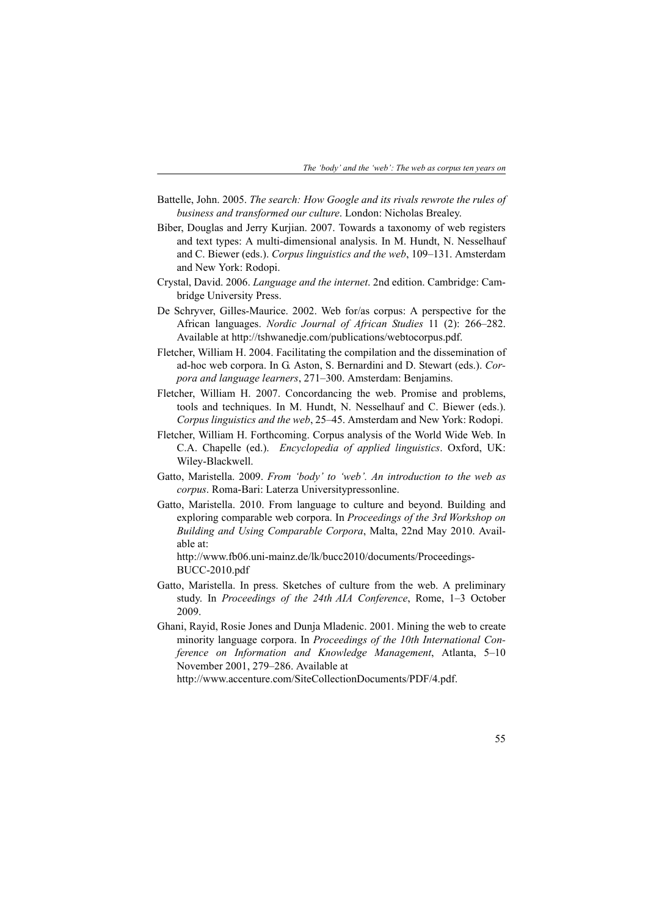Battelle, John. 2005. *The search: How Google and its rivals rewrote the rules of business and transformed our culture*. London: Nicholas Brealey.

Biber, Douglas and Jerry Kurjian. 2007. Towards a taxonomy of web registers and text types: A multi-dimensional analysis. In M. Hundt, N. Nesselhauf and C. Biewer (eds.). *Corpus linguistics and the web*, 109–131. Amsterdam and New York: Rodopi.

Crystal, David. 2006. *Language and the internet*. 2nd edition. Cambridge: Cambridge University Press.

De Schryver, Gilles-Maurice. 2002. Web for/as corpus: A perspective for the African languages. *Nordic Journal of African Studies* 11 (2): 266–282. Available at http://tshwanedje.com/publications/webtocorpus.pdf.

Fletcher, William H. 2004. Facilitating the compilation and the dissemination of ad-hoc web corpora. In G. Aston, S. Bernardini and D. Stewart (eds.). *Corpora and language learners*, 271–300. Amsterdam: Benjamins.

Fletcher, William H. 2007. Concordancing the web. Promise and problems, tools and techniques. In M. Hundt, N. Nesselhauf and C. Biewer (eds.). *Corpus linguistics and the web*, 25–45. Amsterdam and New York: Rodopi.

Fletcher, William H. Forthcoming. Corpus analysis of the World Wide Web. In C.A. Chapelle (ed.). *Encyclopedia of applied linguistics*. Oxford, UK: Wiley-Blackwell.

Gatto, Maristella. 2009. *From 'body' to 'web'. An introduction to the web as corpus*. Roma-Bari: Laterza Universitypressonline.

Gatto, Maristella. 2010. From language to culture and beyond. Building and exploring comparable web corpora. In *Proceedings of the 3rd Workshop on Building and Using Comparable Corpora*, Malta, 22nd May 2010. Available at:
http://www.fb06.uni-mainz.de/lk/bucc2010/documents/Proceedings-BUCC-2010.pdf

Gatto, Maristella. In press. Sketches of culture from the web. A preliminary study. In *Proceedings of the 24th AIA Conference*, Rome, 1–3 October 2009.

Ghani, Rayid, Rosie Jones and Dunja Mladenic. 2001. Mining the web to create minority language corpora. In *Proceedings of the 10th International Conference on Information and Knowledge Management*, Atlanta, 5–10 November 2001, 279–286. Available at
http://www.accenture.com/SiteCollectionDocuments/PDF/4.pdf.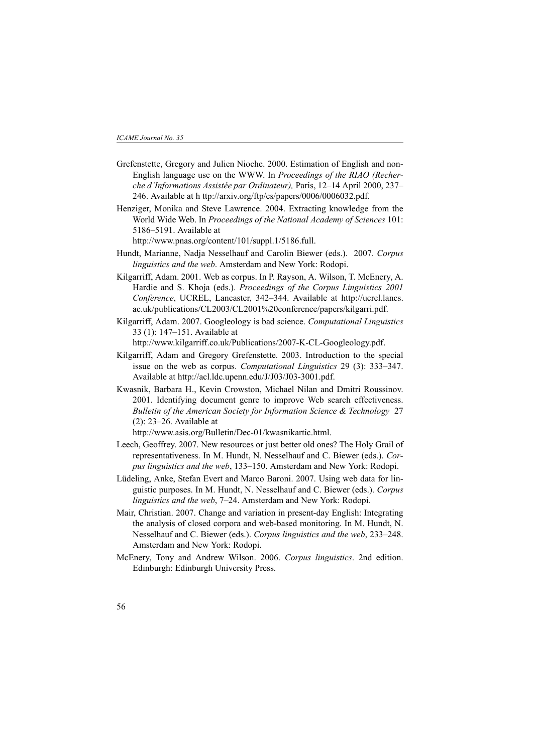Grefenstette, Gregory and Julien Nioche. 2000. Estimation of English and non-English language use on the WWW. In *Proceedings of the RIAO (Recherche d'Informations Assistée par Ordinateur),* Paris, 12–14 April 2000, 237–246. Available at h ttp://arxiv.org/ftp/cs/papers/0006/0006032.pdf.

Henziger, Monika and Steve Lawrence. 2004. Extracting knowledge from the World Wide Web. In *Proceedings of the National Academy of Sciences* 101: 5186–5191. Available at http://www.pnas.org/content/101/suppl.1/5186.full.

Hundt, Marianne, Nadja Nesselhauf and Carolin Biewer (eds.). 2007. *Corpus linguistics and the web*. Amsterdam and New York: Rodopi.

Kilgarriff, Adam. 2001. Web as corpus. In P. Rayson, A. Wilson, T. McEnery, A. Hardie and S. Khoja (eds.). *Proceedings of the Corpus Linguistics 2001 Conference*, UCREL, Lancaster, 342–344. Available at http://ucrel.lancs.ac.uk/publications/CL2003/CL2001%20conference/papers/kilgarri.pdf.

Kilgarriff, Adam. 2007. Googleology is bad science. *Computational Linguistics* 33 (1): 147–151. Available at http://www.kilgarriff.co.uk/Publications/2007-K-CL-Googleology.pdf.

Kilgarriff, Adam and Gregory Grefenstette. 2003. Introduction to the special issue on the web as corpus. *Computational Linguistics* 29 (3): 333–347. Available at http://acl.ldc.upenn.edu/J/J03/J03-3001.pdf.

Kwasnik, Barbara H., Kevin Crowston, Michael Nilan and Dmitri Roussinov. 2001. Identifying document genre to improve Web search effectiveness. *Bulletin of the American Society for Information Science & Technology* 27 (2): 23–26. Available at http://www.asis.org/Bulletin/Dec-01/kwasnikartic.html.

Leech, Geoffrey. 2007. New resources or just better old ones? The Holy Grail of representativeness. In M. Hundt, N. Nesselhauf and C. Biewer (eds.). *Corpus linguistics and the web*, 133–150. Amsterdam and New York: Rodopi.

Lüdeling, Anke, Stefan Evert and Marco Baroni. 2007. Using web data for linguistic purposes. In M. Hundt, N. Nesselhauf and C. Biewer (eds.). *Corpus linguistics and the web*, 7–24. Amsterdam and New York: Rodopi.

Mair, Christian. 2007. Change and variation in present-day English: Integrating the analysis of closed corpora and web-based monitoring. In M. Hundt, N. Nesselhauf and C. Biewer (eds.). *Corpus linguistics and the web*, 233–248. Amsterdam and New York: Rodopi.

McEnery, Tony and Andrew Wilson. 2006. *Corpus linguistics*. 2nd edition. Edinburgh: Edinburgh University Press.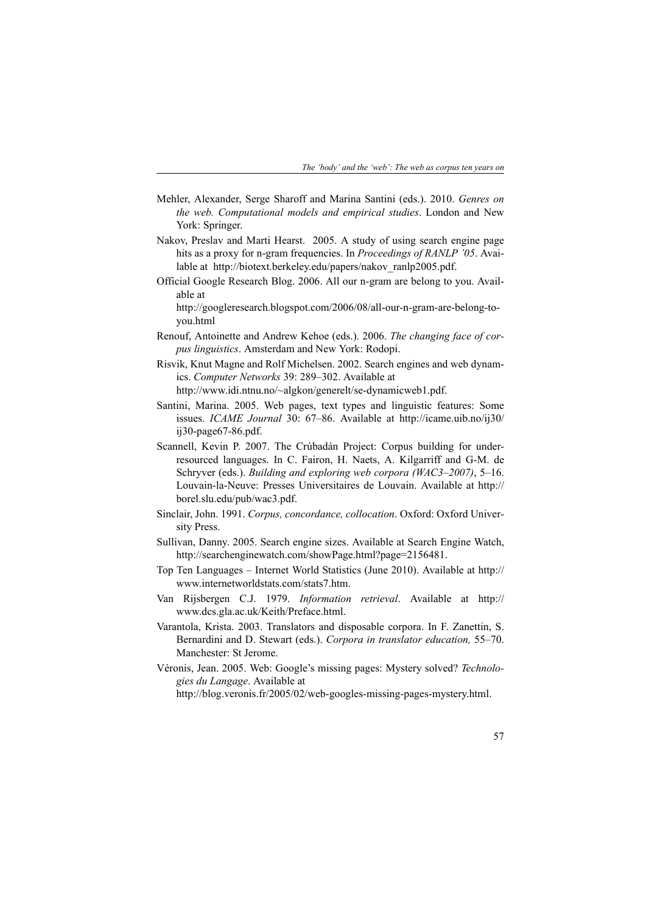Mehler, Alexander, Serge Sharoff and Marina Santini (eds.). 2010. *Genres on the web. Computational models and empirical studies*. London and New York: Springer.

Nakov, Preslav and Marti Hearst. 2005. A study of using search engine page hits as a proxy for n-gram frequencies. In *Proceedings of RANLP '05*. Available at http://biotext.berkeley.edu/papers/nakov_ranlp2005.pdf.

Official Google Research Blog. 2006. All our n-gram are belong to you. Available at http://googleresearch.blogspot.com/2006/08/all-our-n-gram-are-belong-to-you.html

Renouf, Antoinette and Andrew Kehoe (eds.). 2006. *The changing face of corpus linguistics*. Amsterdam and New York: Rodopi.

Risvik, Knut Magne and Rolf Michelsen. 2002. Search engines and web dynamics. *Computer Networks* 39: 289–302. Available at http://www.idi.ntnu.no/~algkon/generelt/se-dynamicweb1.pdf.

Santini, Marina. 2005. Web pages, text types and linguistic features: Some issues. *ICAME Journal* 30: 67–86. Available at http://icame.uib.no/ij30/ij30-page67-86.pdf.

Scannell, Kevin P. 2007. The Crúbadán Project: Corpus building for under-resourced languages. In C. Fairon, H. Naets, A. Kilgarriff and G-M. de Schryver (eds.). *Building and exploring web corpora (WAC3–2007)*, 5–16. Louvain-la-Neuve: Presses Universitaires de Louvain. Available at http://borel.slu.edu/pub/wac3.pdf.

Sinclair, John. 1991. *Corpus, concordance, collocation*. Oxford: Oxford University Press.

Sullivan, Danny. 2005. Search engine sizes. Available at Search Engine Watch, http://searchenginewatch.com/showPage.html?page=2156481.

Top Ten Languages – Internet World Statistics (June 2010). Available at http://www.internetworldstats.com/stats7.htm.

Van Rijsbergen C.J. 1979. *Information retrieval*. Available at http://www.dcs.gla.ac.uk/Keith/Preface.html.

Varantola, Krista. 2003. Translators and disposable corpora. In F. Zanettin, S. Bernardini and D. Stewart (eds.). *Corpora in translator education,* 55–70. Manchester: St Jerome.

Véronis, Jean. 2005. Web: Google's missing pages: Mystery solved? *Technologies du Langage*. Available at http://blog.veronis.fr/2005/02/web-googles-missing-pages-mystery.html.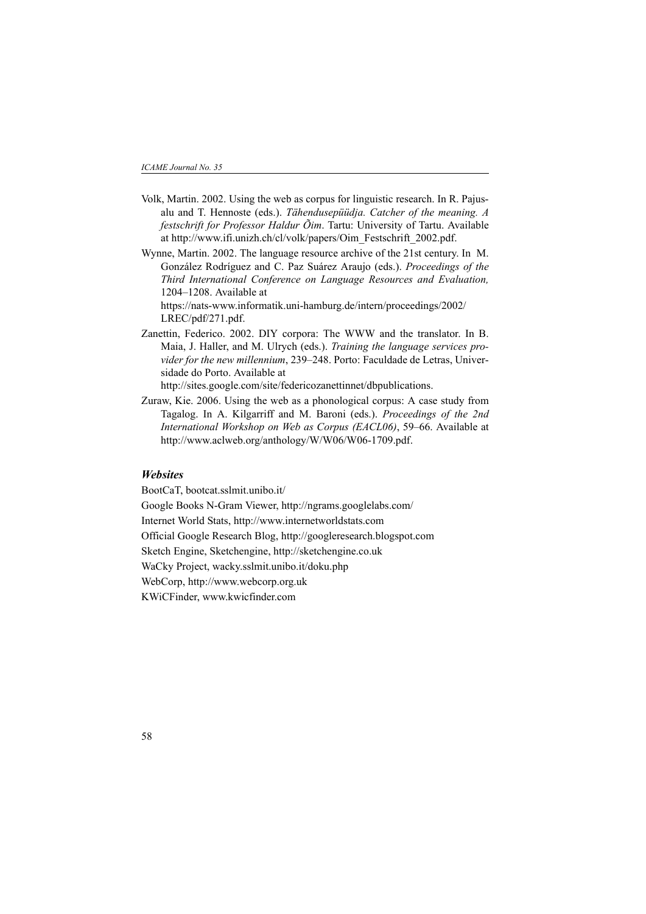Volk, Martin. 2002. Using the web as corpus for linguistic research. In R. Pajusalu and T. Hennoste (eds.). *Tähendusepüüdja. Catcher of the meaning. A festschrift for Professor Haldur Õim*. Tartu: University of Tartu. Available at http://www.ifi.unizh.ch/cl/volk/papers/Oim_Festschrift_2002.pdf.

Wynne, Martin. 2002. The language resource archive of the 21st century. In M. González Rodríguez and C. Paz Suárez Araujo (eds.). *Proceedings of the Third International Conference on Language Resources and Evaluation,* 1204–1208. Available at https://nats-www.informatik.uni-hamburg.de/intern/proceedings/2002/LREC/pdf/271.pdf.

Zanettin, Federico. 2002. DIY corpora: The WWW and the translator. In B. Maia, J. Haller, and M. Ulrych (eds.). *Training the language services provider for the new millennium*, 239–248. Porto: Faculdade de Letras, Universidade do Porto. Available at http://sites.google.com/site/federicozanettinnet/dbpublications.

Zuraw, Kie. 2006. Using the web as a phonological corpus: A case study from Tagalog. In A. Kilgarriff and M. Baroni (eds.). *Proceedings of the 2nd International Workshop on Web as Corpus (EACL06)*, 59–66. Available at http://www.aclweb.org/anthology/W/W06/W06-1709.pdf.

### *Websites*

BootCaT, bootcat.sslmit.unibo.it/

Google Books N-Gram Viewer, http://ngrams.googlelabs.com/

Internet World Stats, http://www.internetworldstats.com

Official Google Research Blog, http://googleresearch.blogspot.com

Sketch Engine, Sketchengine, http://sketchengine.co.uk

WaCky Project, wacky.sslmit.unibo.it/doku.php

WebCorp, http://www.webcorp.org.uk

KWiCFinder, www.kwicfinder.com